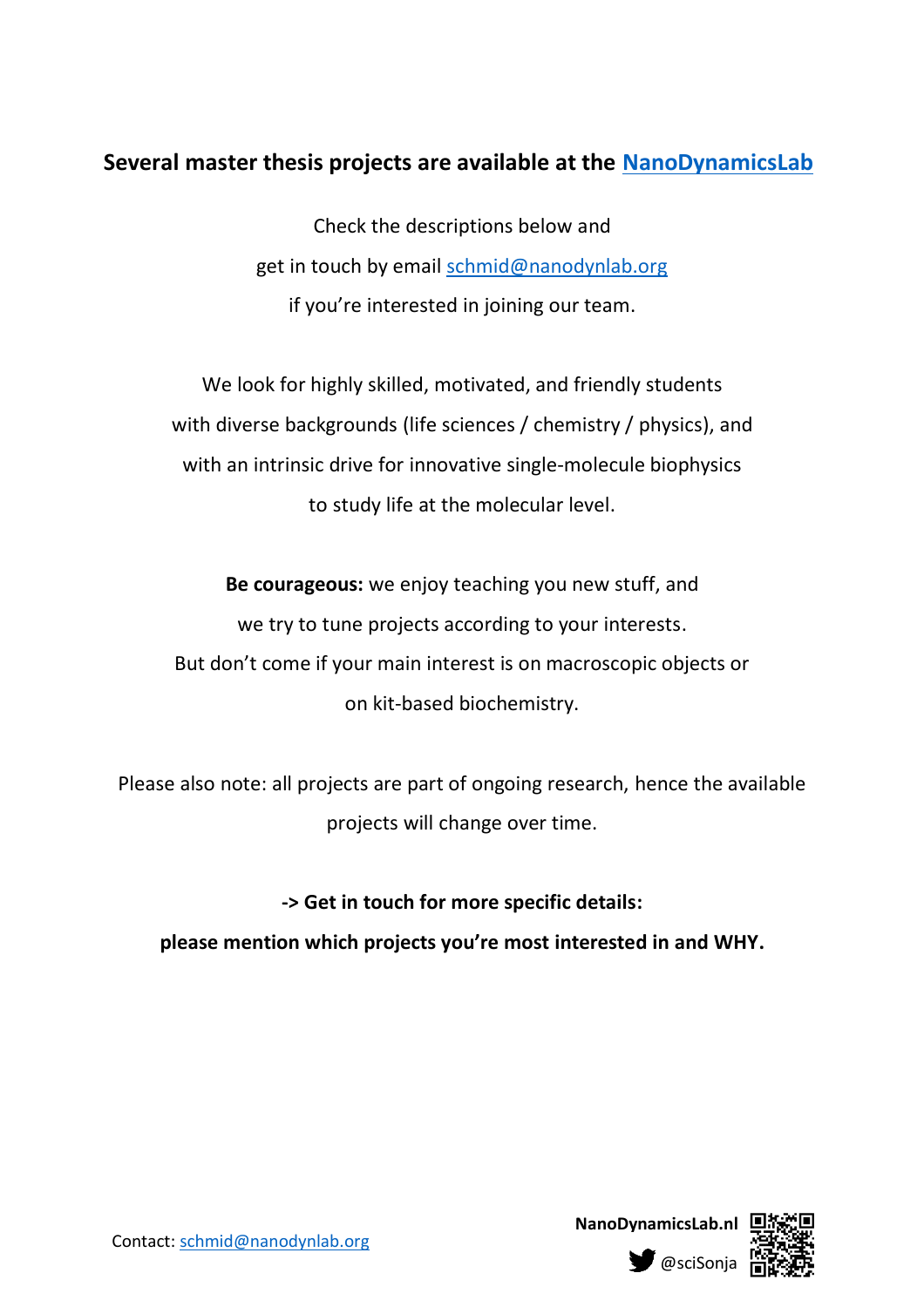## Several master thesis projects are available at the NanoDynamicsLab

Check the descriptions below and
get in touch by email schmid@nanodynlab.org
if you're interested in joining our team.

We look for highly skilled, motivated, and friendly students
with diverse backgrounds (life sciences / chemistry / physics), and
with an intrinsic drive for innovative single-molecule biophysics
to study life at the molecular level.

**Be courageous:** we enjoy teaching you new stuff, and
we try to tune projects according to your interests.
But don't come if your main interest is on macroscopic objects or
on kit-based biochemistry.

Please also note: all projects are part of ongoing research, hence the available
projects will change over time.

**-> Get in touch for more specific details:**
**please mention which projects you're most interested in and WHY.**

Contact: schmid@nanodynlab.org

**NanoDynamicsLab.nl**

@sciSonja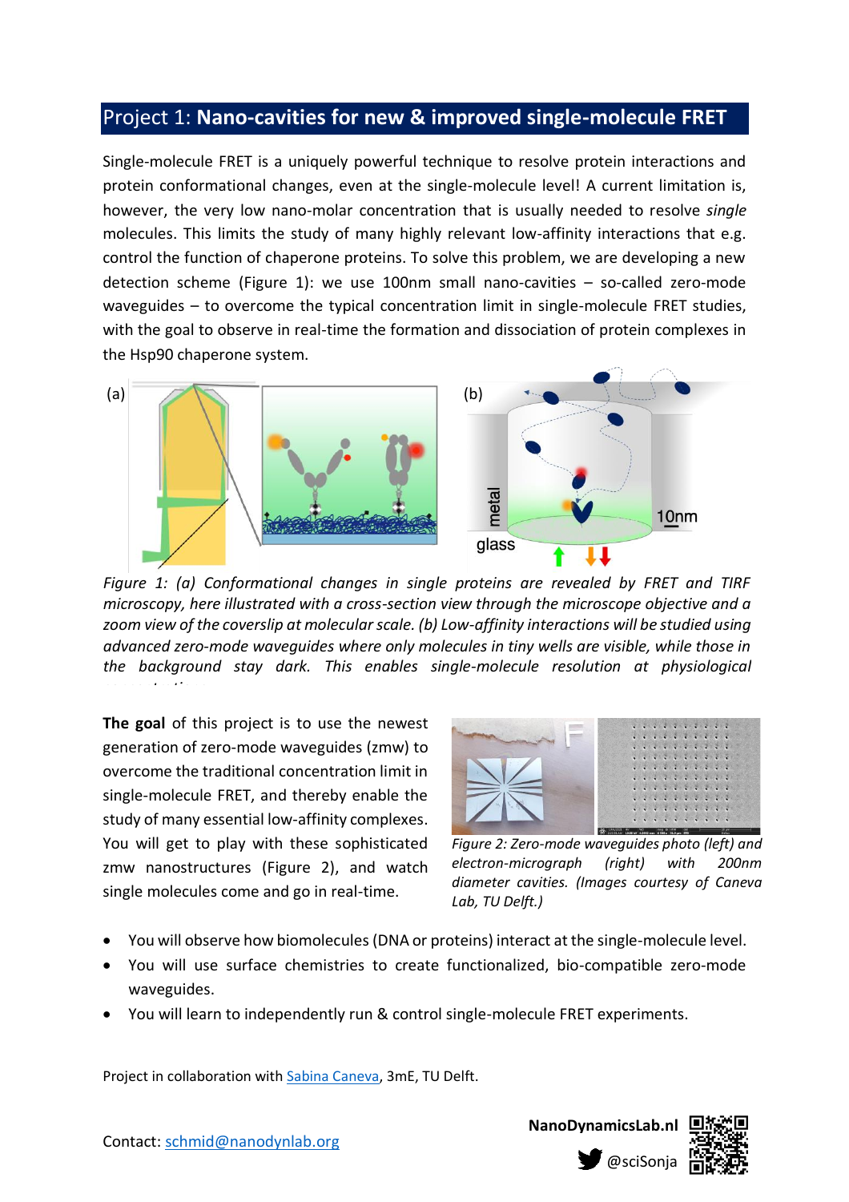## Project 1: **Nano-cavities for new & improved single-molecule FRET**

Single-molecule FRET is a uniquely powerful technique to resolve protein interactions and protein conformational changes, even at the single-molecule level! A current limitation is, however, the very low nano-molar concentration that is usually needed to resolve *single* molecules. This limits the study of many highly relevant low-affinity interactions that e.g. control the function of chaperone proteins. To solve this problem, we are developing a new detection scheme (Figure 1): we use 100nm small nano-cavities – so-called zero-mode waveguides – to overcome the typical concentration limit in single-molecule FRET studies, with the goal to observe in real-time the formation and dissociation of protein complexes in the Hsp90 chaperone system.

*Figure 1: (a) Conformational changes in single proteins are revealed by FRET and TIRF microscopy, here illustrated with a cross-section view through the microscope objective and a zoom view of the coverslip at molecular scale. (b) Low-affinity interactions will be studied using advanced zero-mode waveguides where only molecules in tiny wells are visible, while those in the background stay dark. This enables single-molecule resolution at physiological concentrations.*

**The goal** of this project is to use the newest generation of zero-mode waveguides (zmw) to overcome the traditional concentration limit in single-molecule FRET, and thereby enable the study of many essential low-affinity complexes. You will get to play with these sophisticated zmw nanostructures (Figure 2), and watch single molecules come and go in real-time.

*Figure 2: Zero-mode waveguides photo (left) and electron-micrograph (right) with 200nm diameter cavities. (Images courtesy of Caneva Lab, TU Delft.)*

- You will observe how biomolecules (DNA or proteins) interact at the single-molecule level.
- You will use surface chemistries to create functionalized, bio-compatible zero-mode waveguides.
- You will learn to independently run & control single-molecule FRET experiments.

Project in collaboration with Sabina Caneva, 3mE, TU Delft.

Contact: schmid@nanodynlab.org

**NanoDynamicsLab.nl**

@sciSonja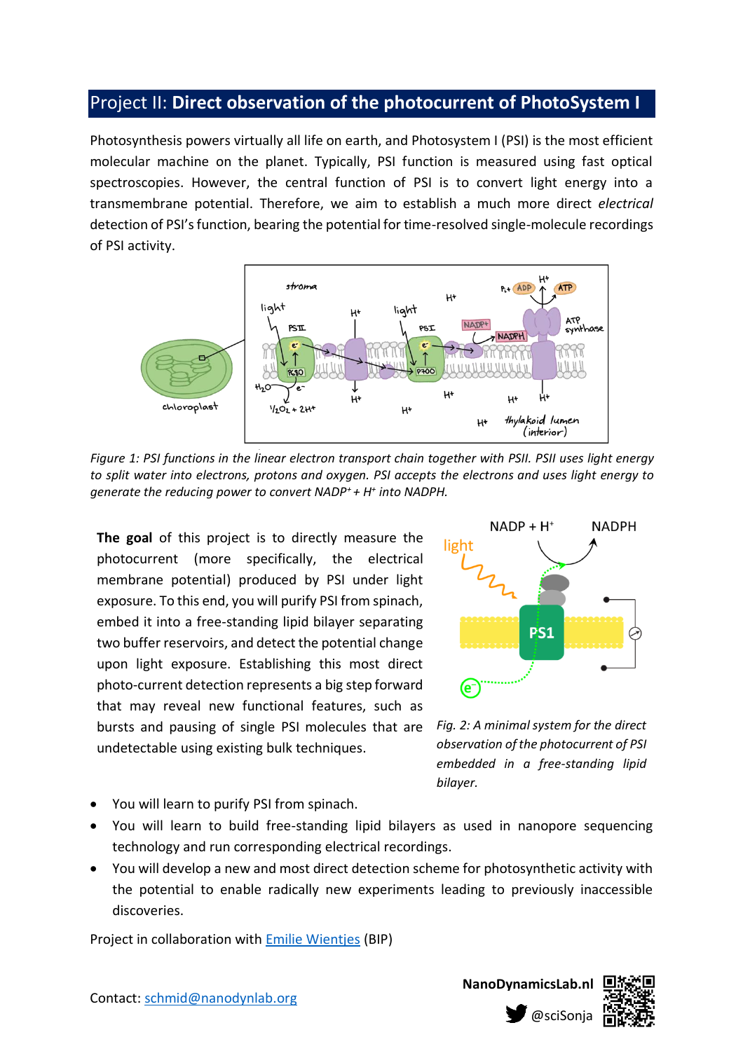## Project II: **Direct observation of the photocurrent of PhotoSystem I**

Photosynthesis powers virtually all life on earth, and Photosystem I (PSI) is the most efficient molecular machine on the planet. Typically, PSI function is measured using fast optical spectroscopies. However, the central function of PSI is to convert light energy into a transmembrane potential. Therefore, we aim to establish a much more direct *electrical* detection of PSI's function, bearing the potential for time-resolved single-molecule recordings of PSI activity.

*Figure 1: PSI functions in the linear electron transport chain together with PSII. PSII uses light energy to split water into electrons, protons and oxygen. PSI accepts the electrons and uses light energy to generate the reducing power to convert $NADP^+ + H^+$ into NADPH.*

**The goal** of this project is to directly measure the photocurrent (more specifically, the electrical membrane potential) produced by PSI under light exposure. To this end, you will purify PSI from spinach, embed it into a free-standing lipid bilayer separating two buffer reservoirs, and detect the potential change upon light exposure. Establishing this most direct photo-current detection represents a big step forward that may reveal new functional features, such as bursts and pausing of single PSI molecules that are undetectable using existing bulk techniques.

*Fig. 2: A minimal system for the direct observation of the photocurrent of PSI embedded in a free-standing lipid bilayer.*

- You will learn to purify PSI from spinach.
- You will learn to build free-standing lipid bilayers as used in nanopore sequencing technology and run corresponding electrical recordings.
- You will develop a new and most direct detection scheme for photosynthetic activity with the potential to enable radically new experiments leading to previously inaccessible discoveries.

Project in collaboration with Emilie Wientjes (BIP)

Contact: schmid@nanodynlab.org

**NanoDynamicsLab.nl**

@sciSonja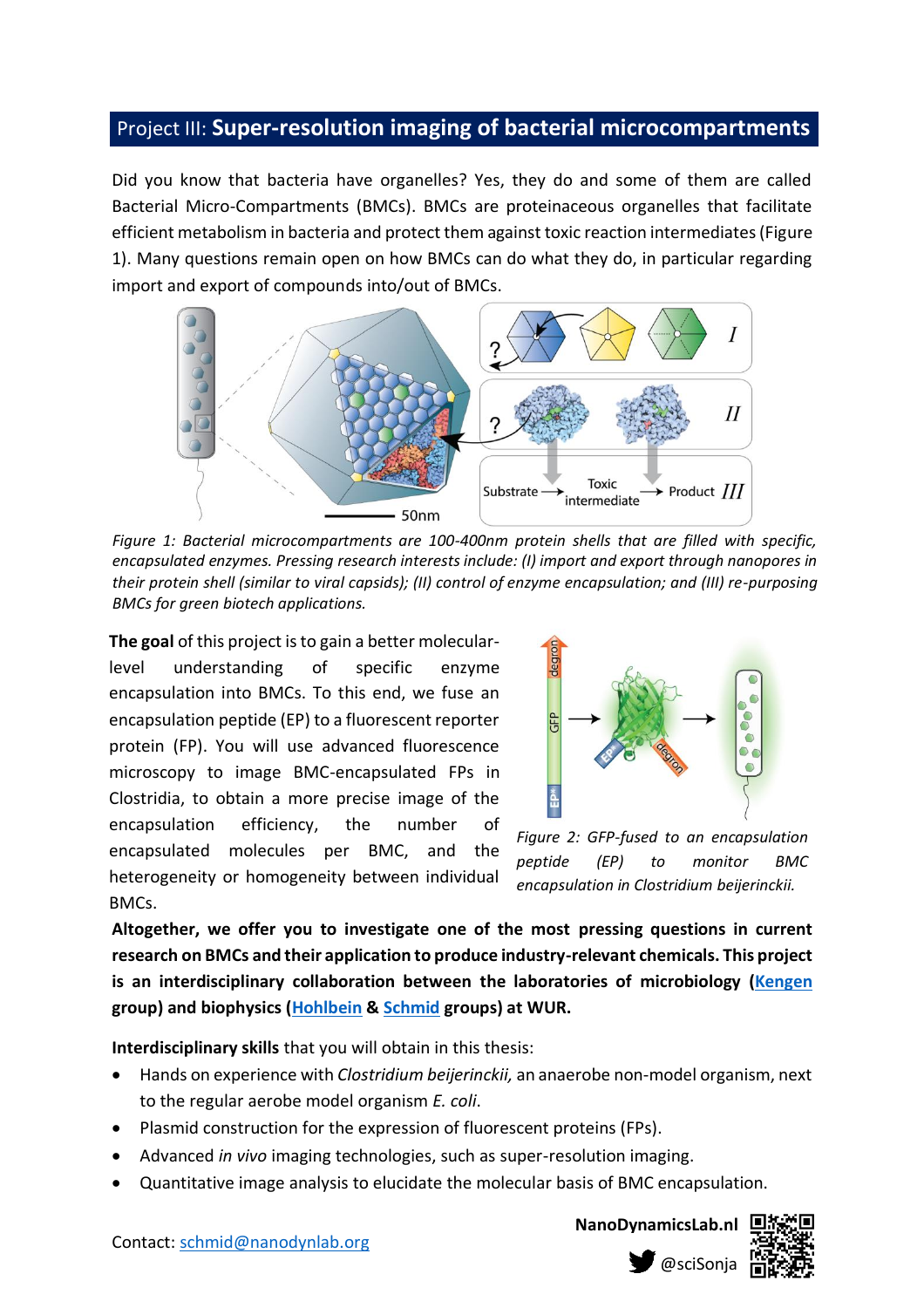## Project III: **Super-resolution imaging of bacterial microcompartments**

Did you know that bacteria have organelles? Yes, they do and some of them are called Bacterial Micro-Compartments (BMCs). BMCs are proteinaceous organelles that facilitate efficient metabolism in bacteria and protect them against toxic reaction intermediates (Figure 1). Many questions remain open on how BMCs can do what they do, in particular regarding import and export of compounds into/out of BMCs.

*Figure 1: Bacterial microcompartments are 100-400nm protein shells that are filled with specific, encapsulated enzymes. Pressing research interests include: (I) import and export through nanopores in their protein shell (similar to viral capsids); (II) control of enzyme encapsulation; and (III) re-purposing BMCs for green biotech applications.*

**The goal** of this project is to gain a better molecular-level understanding of specific enzyme encapsulation into BMCs. To this end, we fuse an encapsulation peptide (EP) to a fluorescent reporter protein (FP). You will use advanced fluorescence microscopy to image BMC-encapsulated FPs in Clostridia, to obtain a more precise image of the encapsulation efficiency, the number of encapsulated molecules per BMC, and the heterogeneity or homogeneity between individual BMCs.

*Figure 2: GFP-fused to an encapsulation peptide (EP) to monitor BMC encapsulation in Clostridium beijerinckii.*

**Altogether, we offer you to investigate one of the most pressing questions in current research on BMCs and their application to produce industry-relevant chemicals. This project is an interdisciplinary collaboration between the laboratories of microbiology (Kengen group) and biophysics (Hohlbein & Schmid groups) at WUR.**

**Interdisciplinary skills** that you will obtain in this thesis:

- Hands on experience with *Clostridium beijerinckii,* an anaerobe non-model organism, next to the regular aerobe model organism *E. coli*.
- Plasmid construction for the expression of fluorescent proteins (FPs).
- Advanced *in vivo* imaging technologies, such as super-resolution imaging.
- Quantitative image analysis to elucidate the molecular basis of BMC encapsulation.

Contact: schmid@nanodynlab.org

**NanoDynamicsLab.nl**

@sciSonja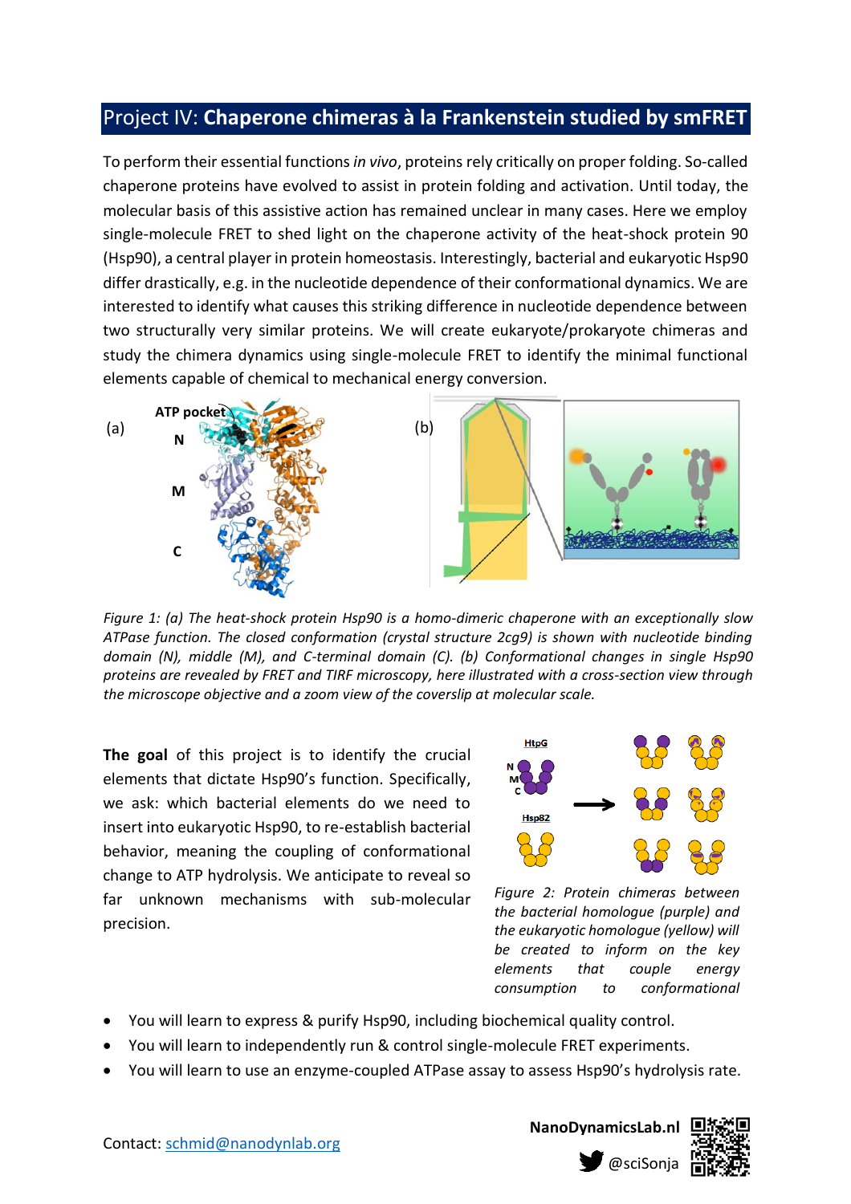## Project IV: **Chaperone chimeras à la Frankenstein studied by smFRET**

To perform their essential functions *in vivo*, proteins rely critically on proper folding. So-called chaperone proteins have evolved to assist in protein folding and activation. Until today, the molecular basis of this assistive action has remained unclear in many cases. Here we employ single-molecule FRET to shed light on the chaperone activity of the heat-shock protein 90 (Hsp90), a central player in protein homeostasis. Interestingly, bacterial and eukaryotic Hsp90 differ drastically, e.g. in the nucleotide dependence of their conformational dynamics. We are interested to identify what causes this striking difference in nucleotide dependence between two structurally very similar proteins. We will create eukaryote/prokaryote chimeras and study the chimera dynamics using single-molecule FRET to identify the minimal functional elements capable of chemical to mechanical energy conversion.

*Figure 1: (a) The heat-shock protein Hsp90 is a homo-dimeric chaperone with an exceptionally slow ATPase function. The closed conformation (crystal structure 2cg9) is shown with nucleotide binding domain (N), middle (M), and C-terminal domain (C). (b) Conformational changes in single Hsp90 proteins are revealed by FRET and TIRF microscopy, here illustrated with a cross-section view through the microscope objective and a zoom view of the coverslip at molecular scale.*

**The goal** of this project is to identify the crucial elements that dictate Hsp90's function. Specifically, we ask: which bacterial elements do we need to insert into eukaryotic Hsp90, to re-establish bacterial behavior, meaning the coupling of conformational change to ATP hydrolysis. We anticipate to reveal so far unknown mechanisms with sub-molecular precision.

*Figure 2: Protein chimeras between the bacterial homologue (purple) and the eukaryotic homologue (yellow) will be created to inform on the key elements that couple energy consumption to conformational*

- You will learn to express & purify Hsp90, including biochemical quality control.
- You will learn to independently run & control single-molecule FRET experiments.
- You will learn to use an enzyme-coupled ATPase assay to assess Hsp90's hydrolysis rate.

Contact: schmid@nanodynlab.org

**NanoDynamicsLab.nl**

@sciSonja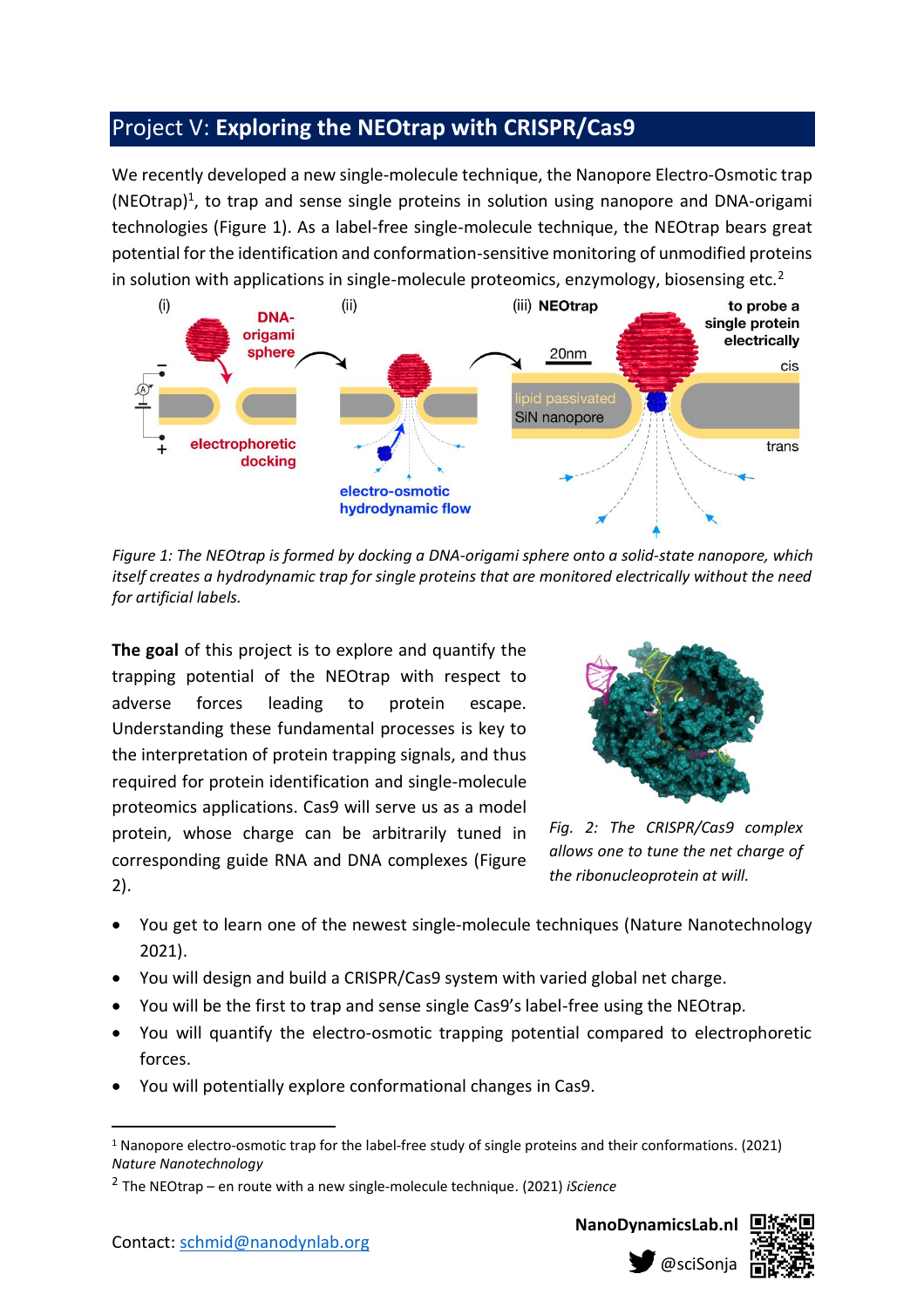## Project V: **Exploring the NEOtrap with CRISPR/Cas9**

We recently developed a new single-molecule technique, the Nanopore Electro-Osmotic trap (NEOtrap)[1], to trap and sense single proteins in solution using nanopore and DNA-origami technologies (Figure 1). As a label-free single-molecule technique, the NEOtrap bears great potential for the identification and conformation-sensitive monitoring of unmodified proteins in solution with applications in single-molecule proteomics, enzymology, biosensing etc.[2]

*Figure 1: The NEOtrap is formed by docking a DNA-origami sphere onto a solid-state nanopore, which itself creates a hydrodynamic trap for single proteins that are monitored electrically without the need for artificial labels.*

**The goal** of this project is to explore and quantify the trapping potential of the NEOtrap with respect to adverse forces leading to protein escape. Understanding these fundamental processes is key to the interpretation of protein trapping signals, and thus required for protein identification and single-molecule proteomics applications. Cas9 will serve us as a model protein, whose charge can be arbitrarily tuned in corresponding guide RNA and DNA complexes (Figure 2).

*Fig. 2: The CRISPR/Cas9 complex allows one to tune the net charge of the ribonucleoprotein at will.*

- You get to learn one of the newest single-molecule techniques (Nature Nanotechnology 2021).
- You will design and build a CRISPR/Cas9 system with varied global net charge.
- You will be the first to trap and sense single Cas9's label-free using the NEOtrap.
- You will quantify the electro-osmotic trapping potential compared to electrophoretic forces.
- You will potentially explore conformational changes in Cas9.

[1] Nanopore electro-osmotic trap for the label-free study of single proteins and their conformations. (2021) *Nature Nanotechnology*

[2] The NEOtrap – en route with a new single-molecule technique. (2021) *iScience*

Contact: schmid@nanodynlab.org

NanoDynamicsLab.nl

@sciSonja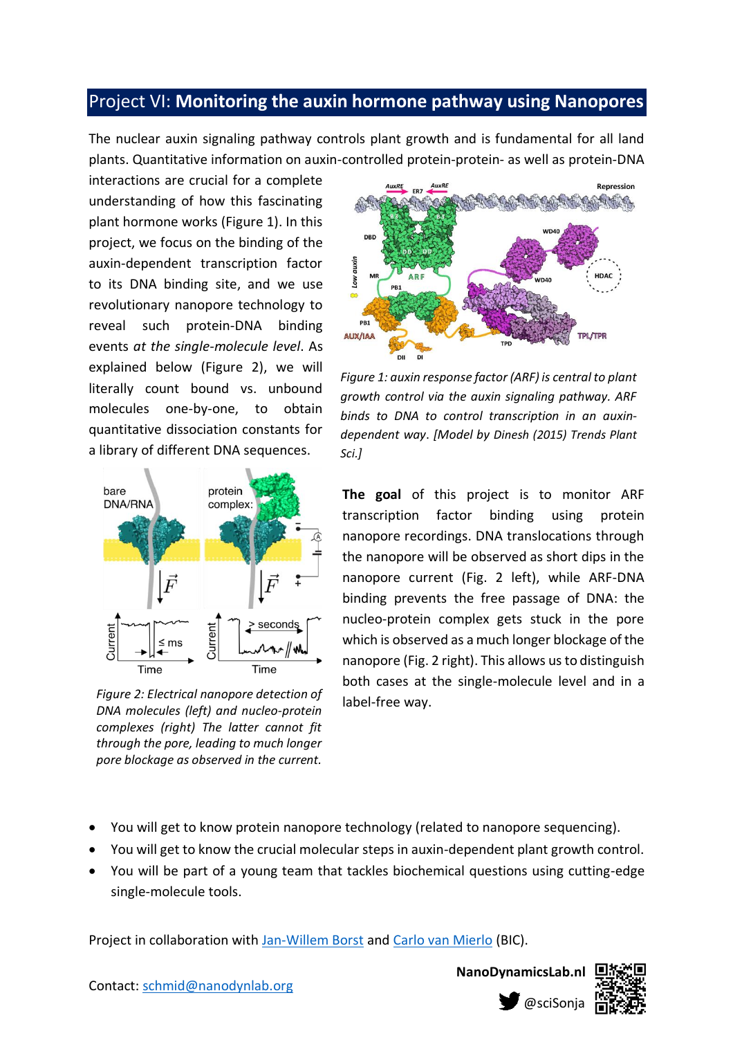# Project VI: **Monitoring the auxin hormone pathway using Nanopores**

The nuclear auxin signaling pathway controls plant growth and is fundamental for all land plants. Quantitative information on auxin-controlled protein-protein- as well as protein-DNA interactions are crucial for a complete understanding of how this fascinating plant hormone works (Figure 1). In this project, we focus on the binding of the auxin-dependent transcription factor to its DNA binding site, and we use revolutionary nanopore technology to reveal such protein-DNA binding events *at the single-molecule level*. As explained below (Figure 2), we will literally count bound vs. unbound molecules one-by-one, to obtain quantitative dissociation constants for a library of different DNA sequences.

*Figure 1: auxin response factor (ARF) is central to plant growth control via the auxin signaling pathway. ARF binds to DNA to control transcription in an auxin-dependent way. [Model by Dinesh (2015) Trends Plant Sci.]*

*Figure 2: Electrical nanopore detection of DNA molecules (left) and nucleo-protein complexes (right) The latter cannot fit through the pore, leading to much longer pore blockage as observed in the current.*

**The goal** of this project is to monitor ARF transcription factor binding using protein nanopore recordings. DNA translocations through the nanopore will be observed as short dips in the nanopore current (Fig. 2 left), while ARF-DNA binding prevents the free passage of DNA: the nucleo-protein complex gets stuck in the pore which is observed as a much longer blockage of the nanopore (Fig. 2 right). This allows us to distinguish both cases at the single-molecule level and in a label-free way.

- You will get to know protein nanopore technology (related to nanopore sequencing).
- You will get to know the crucial molecular steps in auxin-dependent plant growth control.
- You will be part of a young team that tackles biochemical questions using cutting-edge single-molecule tools.

Project in collaboration with [Jan-Willem Borst]() and [Carlo van Mierlo]() (BIC).

Contact: [schmid@nanodynlab.org](mailto:schmid@nanodynlab.org)

**NanoDynamicsLab.nl**

@sciSonja